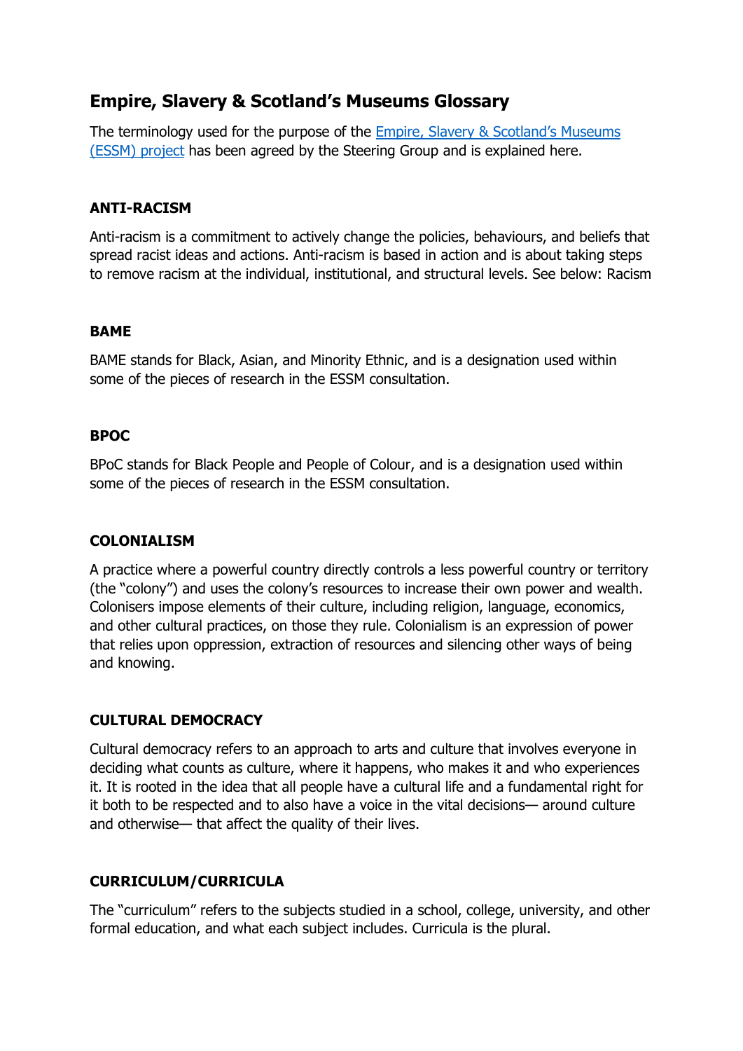# Empire, Slavery & Scotland's Museums Glossary

The terminology used for the purpose of the [Empire, Slavery & Scotland's Museums (ESSM) project]() has been agreed by the Steering Group and is explained here.

### ANTI-RACISM

Anti-racism is a commitment to actively change the policies, behaviours, and beliefs that spread racist ideas and actions. Anti-racism is based in action and is about taking steps to remove racism at the individual, institutional, and structural levels. See below: Racism

### BAME

BAME stands for Black, Asian, and Minority Ethnic, and is a designation used within some of the pieces of research in the ESSM consultation.

### BPOC

BPoC stands for Black People and People of Colour, and is a designation used within some of the pieces of research in the ESSM consultation.

### COLONIALISM

A practice where a powerful country directly controls a less powerful country or territory (the "colony") and uses the colony's resources to increase their own power and wealth. Colonisers impose elements of their culture, including religion, language, economics, and other cultural practices, on those they rule. Colonialism is an expression of power that relies upon oppression, extraction of resources and silencing other ways of being and knowing.

### CULTURAL DEMOCRACY

Cultural democracy refers to an approach to arts and culture that involves everyone in deciding what counts as culture, where it happens, who makes it and who experiences it. It is rooted in the idea that all people have a cultural life and a fundamental right for it both to be respected and to also have a voice in the vital decisions— around culture and otherwise— that affect the quality of their lives.

### CURRICULUM/CURRICULA

The "curriculum" refers to the subjects studied in a school, college, university, and other formal education, and what each subject includes. Curricula is the plural.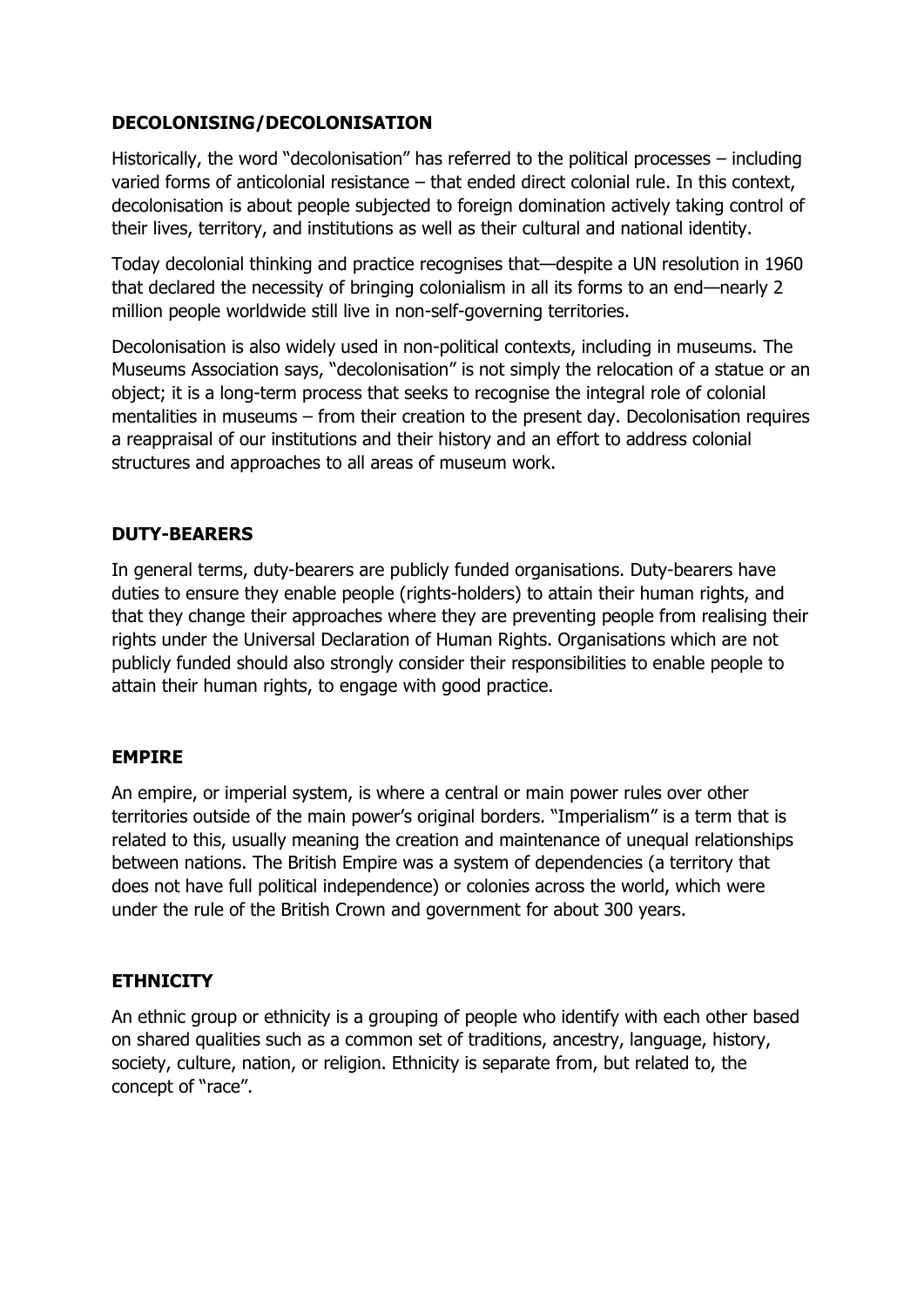## DECOLONISING/DECOLONISATION

Historically, the word "decolonisation" has referred to the political processes – including varied forms of anticolonial resistance – that ended direct colonial rule. In this context, decolonisation is about people subjected to foreign domination actively taking control of their lives, territory, and institutions as well as their cultural and national identity.

Today decolonial thinking and practice recognises that—despite a UN resolution in 1960 that declared the necessity of bringing colonialism in all its forms to an end—nearly 2 million people worldwide still live in non-self-governing territories.

Decolonisation is also widely used in non-political contexts, including in museums. The Museums Association says, "decolonisation" is not simply the relocation of a statue or an object; it is a long-term process that seeks to recognise the integral role of colonial mentalities in museums – from their creation to the present day. Decolonisation requires a reappraisal of our institutions and their history and an effort to address colonial structures and approaches to all areas of museum work.

## DUTY-BEARERS

In general terms, duty-bearers are publicly funded organisations. Duty-bearers have duties to ensure they enable people (rights-holders) to attain their human rights, and that they change their approaches where they are preventing people from realising their rights under the Universal Declaration of Human Rights. Organisations which are not publicly funded should also strongly consider their responsibilities to enable people to attain their human rights, to engage with good practice.

## EMPIRE

An empire, or imperial system, is where a central or main power rules over other territories outside of the main power's original borders. "Imperialism" is a term that is related to this, usually meaning the creation and maintenance of unequal relationships between nations. The British Empire was a system of dependencies (a territory that does not have full political independence) or colonies across the world, which were under the rule of the British Crown and government for about 300 years.

## ETHNICITY

An ethnic group or ethnicity is a grouping of people who identify with each other based on shared qualities such as a common set of traditions, ancestry, language, history, society, culture, nation, or religion. Ethnicity is separate from, but related to, the concept of "race".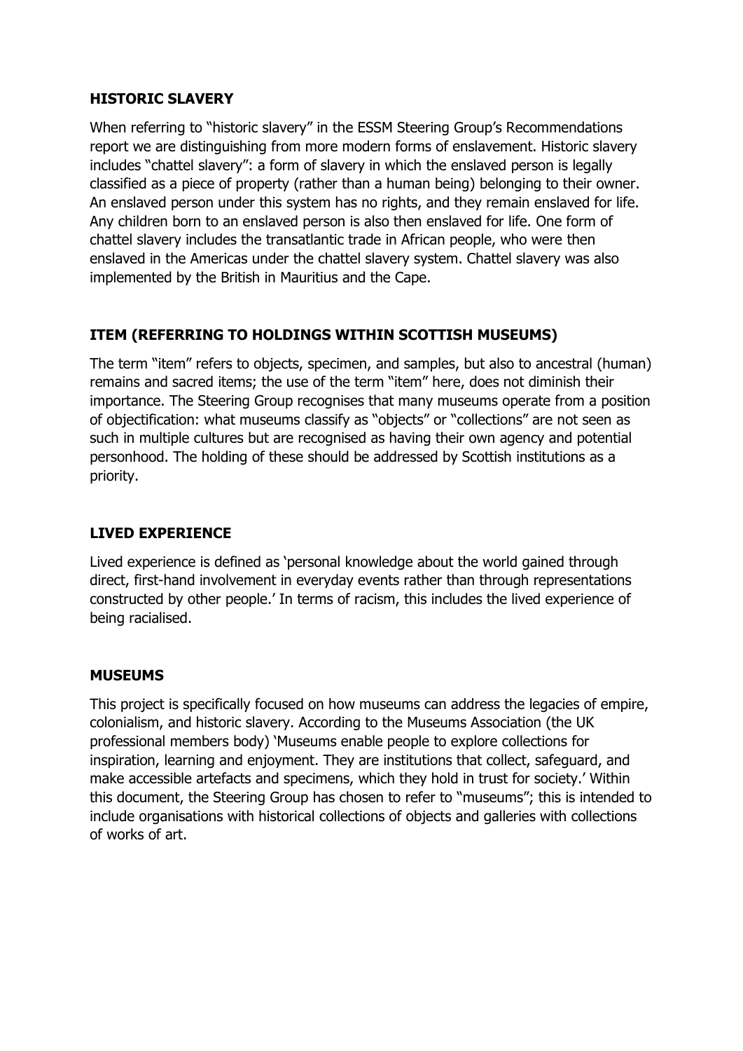## HISTORIC SLAVERY

When referring to "historic slavery" in the ESSM Steering Group's Recommendations report we are distinguishing from more modern forms of enslavement. Historic slavery includes "chattel slavery": a form of slavery in which the enslaved person is legally classified as a piece of property (rather than a human being) belonging to their owner. An enslaved person under this system has no rights, and they remain enslaved for life. Any children born to an enslaved person is also then enslaved for life. One form of chattel slavery includes the transatlantic trade in African people, who were then enslaved in the Americas under the chattel slavery system. Chattel slavery was also implemented by the British in Mauritius and the Cape.

## ITEM (REFERRING TO HOLDINGS WITHIN SCOTTISH MUSEUMS)

The term "item" refers to objects, specimen, and samples, but also to ancestral (human) remains and sacred items; the use of the term "item" here, does not diminish their importance. The Steering Group recognises that many museums operate from a position of objectification: what museums classify as "objects" or "collections" are not seen as such in multiple cultures but are recognised as having their own agency and potential personhood. The holding of these should be addressed by Scottish institutions as a priority.

## LIVED EXPERIENCE

Lived experience is defined as 'personal knowledge about the world gained through direct, first-hand involvement in everyday events rather than through representations constructed by other people.' In terms of racism, this includes the lived experience of being racialised.

## MUSEUMS

This project is specifically focused on how museums can address the legacies of empire, colonialism, and historic slavery. According to the Museums Association (the UK professional members body) 'Museums enable people to explore collections for inspiration, learning and enjoyment. They are institutions that collect, safeguard, and make accessible artefacts and specimens, which they hold in trust for society.' Within this document, the Steering Group has chosen to refer to "museums"; this is intended to include organisations with historical collections of objects and galleries with collections of works of art.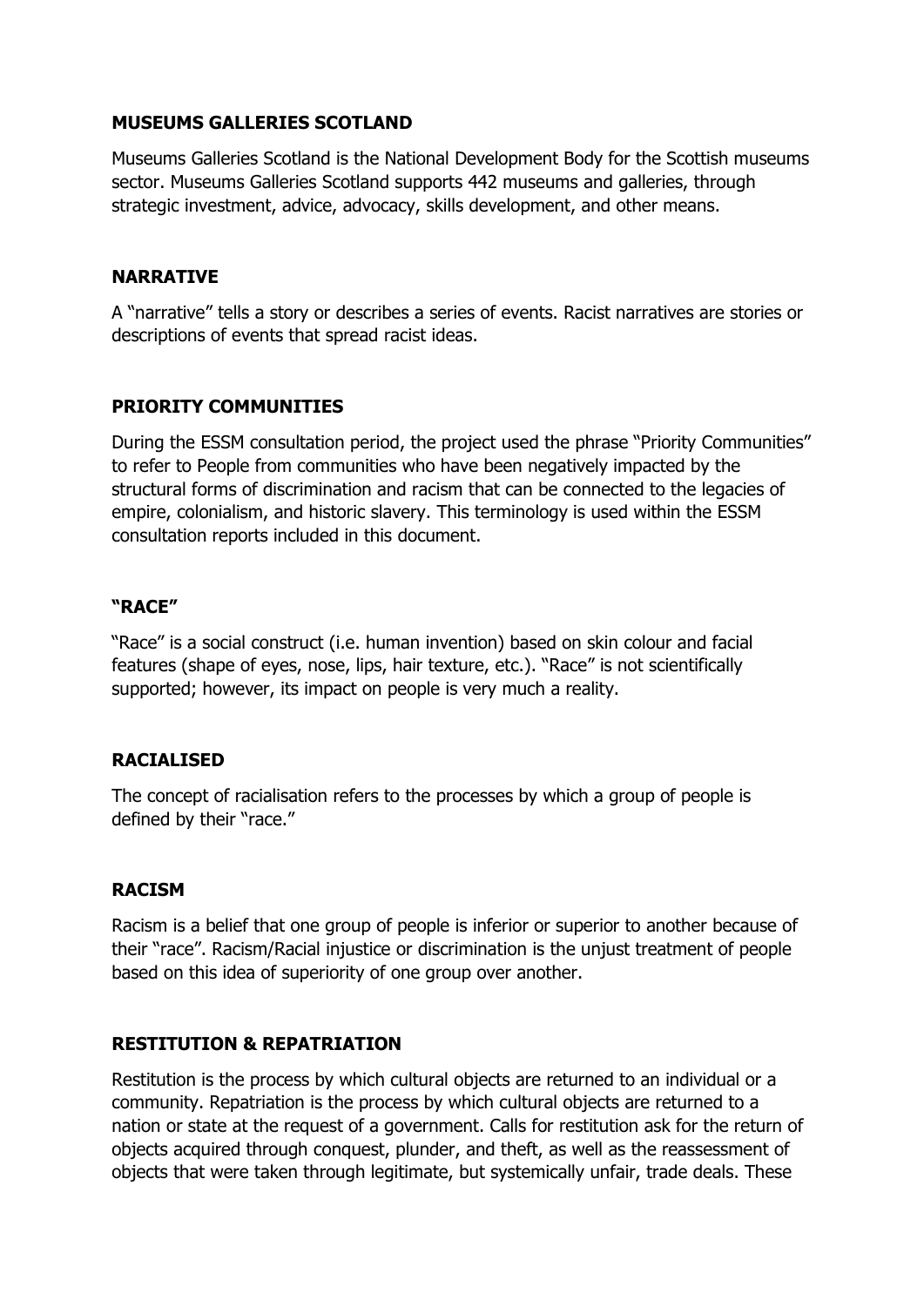**MUSEUMS GALLERIES SCOTLAND**

Museums Galleries Scotland is the National Development Body for the Scottish museums sector. Museums Galleries Scotland supports 442 museums and galleries, through strategic investment, advice, advocacy, skills development, and other means.

**NARRATIVE**

A "narrative" tells a story or describes a series of events. Racist narratives are stories or descriptions of events that spread racist ideas.

**PRIORITY COMMUNITIES**

During the ESSM consultation period, the project used the phrase "Priority Communities" to refer to People from communities who have been negatively impacted by the structural forms of discrimination and racism that can be connected to the legacies of empire, colonialism, and historic slavery. This terminology is used within the ESSM consultation reports included in this document.

**"RACE"**

"Race" is a social construct (i.e. human invention) based on skin colour and facial features (shape of eyes, nose, lips, hair texture, etc.). "Race" is not scientifically supported; however, its impact on people is very much a reality.

**RACIALISED**

The concept of racialisation refers to the processes by which a group of people is defined by their "race."

**RACISM**

Racism is a belief that one group of people is inferior or superior to another because of their "race". Racism/Racial injustice or discrimination is the unjust treatment of people based on this idea of superiority of one group over another.

**RESTITUTION & REPATRIATION**

Restitution is the process by which cultural objects are returned to an individual or a community. Repatriation is the process by which cultural objects are returned to a nation or state at the request of a government. Calls for restitution ask for the return of objects acquired through conquest, plunder, and theft, as well as the reassessment of objects that were taken through legitimate, but systemically unfair, trade deals. These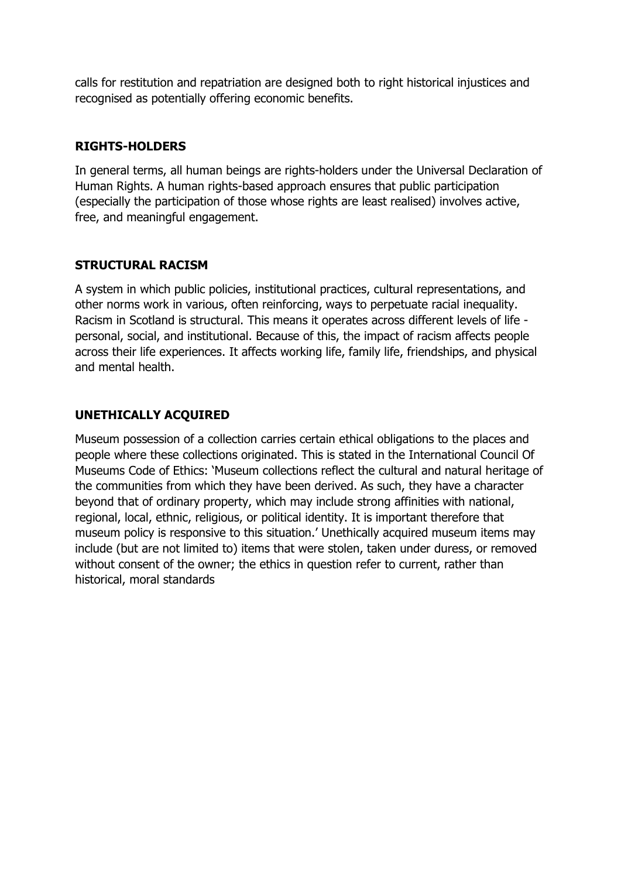calls for restitution and repatriation are designed both to right historical injustices and recognised as potentially offering economic benefits.

**RIGHTS-HOLDERS**

In general terms, all human beings are rights-holders under the Universal Declaration of Human Rights. A human rights-based approach ensures that public participation (especially the participation of those whose rights are least realised) involves active, free, and meaningful engagement.

**STRUCTURAL RACISM**

A system in which public policies, institutional practices, cultural representations, and other norms work in various, often reinforcing, ways to perpetuate racial inequality. Racism in Scotland is structural. This means it operates across different levels of life - personal, social, and institutional. Because of this, the impact of racism affects people across their life experiences. It affects working life, family life, friendships, and physical and mental health.

**UNETHICALLY ACQUIRED**

Museum possession of a collection carries certain ethical obligations to the places and people where these collections originated. This is stated in the International Council Of Museums Code of Ethics: 'Museum collections reflect the cultural and natural heritage of the communities from which they have been derived. As such, they have a character beyond that of ordinary property, which may include strong affinities with national, regional, local, ethnic, religious, or political identity. It is important therefore that museum policy is responsive to this situation.' Unethically acquired museum items may include (but are not limited to) items that were stolen, taken under duress, or removed without consent of the owner; the ethics in question refer to current, rather than historical, moral standards